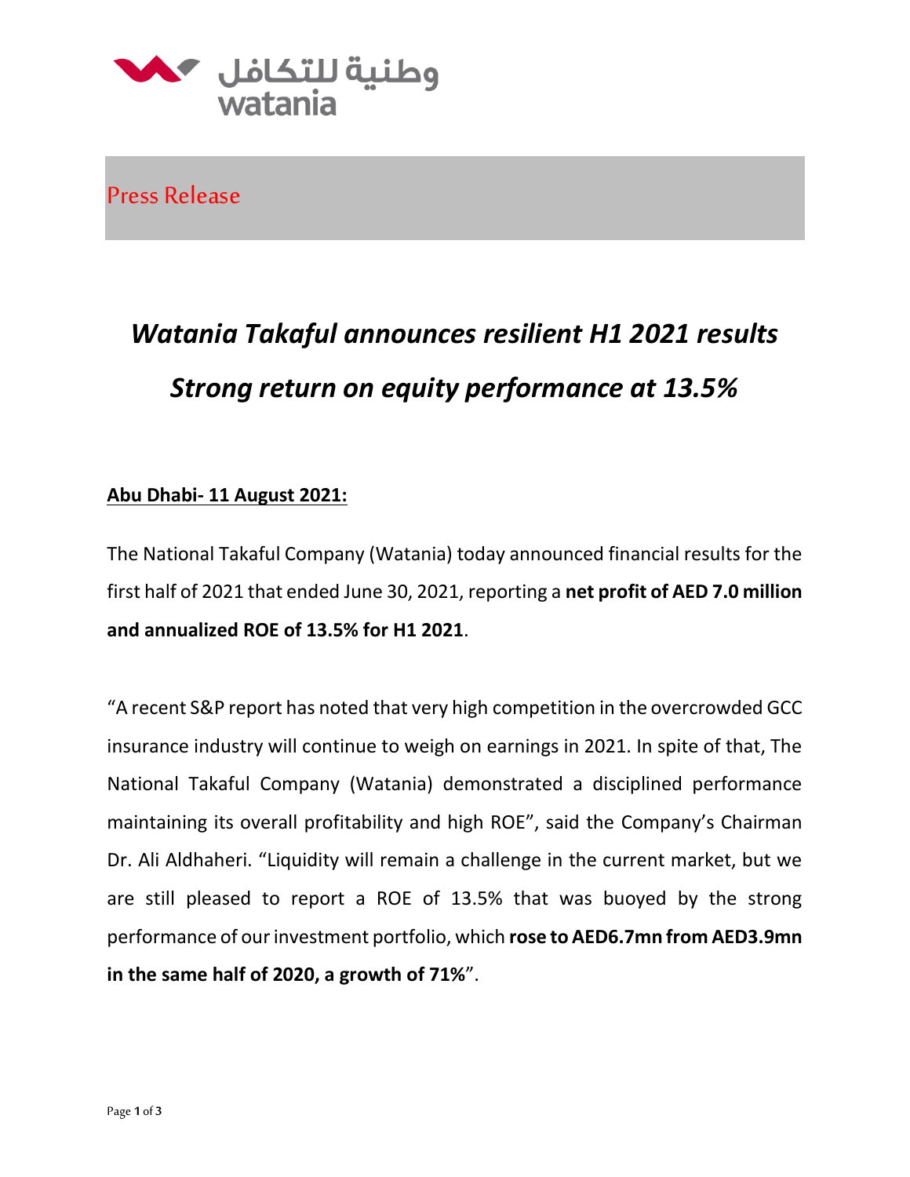وطنية للتكافل
watania

Press Release

# *Watania Takaful announces resilient H1 2021 results*

# *Strong return on equity performance at 13.5%*

**Abu Dhabi- 11 August 2021:**

The National Takaful Company (Watania) today announced financial results for the first half of 2021 that ended June 30, 2021, reporting a **net profit of AED 7.0 million and annualized ROE of 13.5% for H1 2021**.

"A recent S&P report has noted that very high competition in the overcrowded GCC insurance industry will continue to weigh on earnings in 2021. In spite of that, The National Takaful Company (Watania) demonstrated a disciplined performance maintaining its overall profitability and high ROE", said the Company's Chairman Dr. Ali Aldhaheri. "Liquidity will remain a challenge in the current market, but we are still pleased to report a ROE of 13.5% that was buoyed by the strong performance of our investment portfolio, which **rose to AED6.7mn from AED3.9mn in the same half of 2020, a growth of 71%**".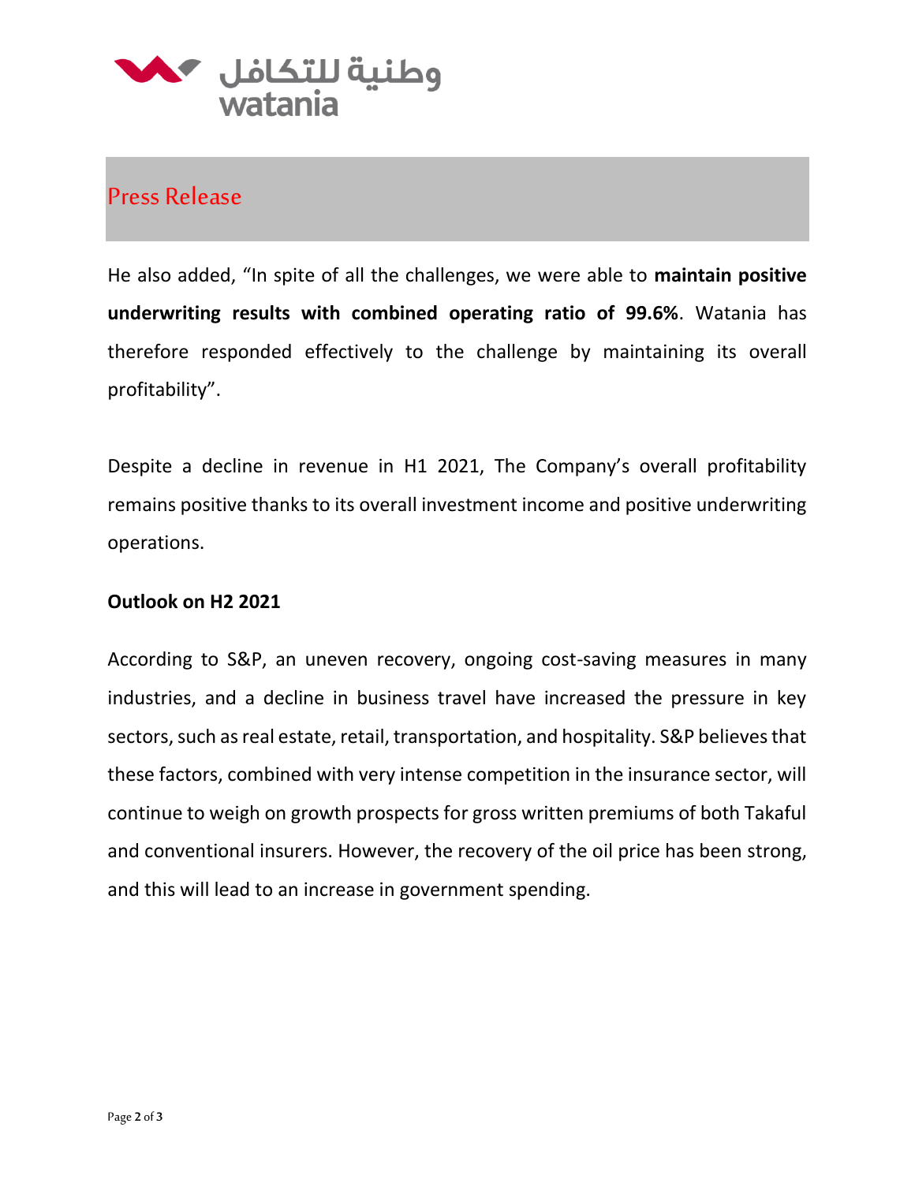Press Release

He also added, “In spite of all the challenges, we were able to **maintain positive underwriting results with combined operating ratio of 99.6%**. Watania has therefore responded effectively to the challenge by maintaining its overall profitability”.

Despite a decline in revenue in H1 2021, The Company’s overall profitability remains positive thanks to its overall investment income and positive underwriting operations.

**Outlook on H2 2021**

According to S&P, an uneven recovery, ongoing cost-saving measures in many industries, and a decline in business travel have increased the pressure in key sectors, such as real estate, retail, transportation, and hospitality. S&P believes that these factors, combined with very intense competition in the insurance sector, will continue to weigh on growth prospects for gross written premiums of both Takaful and conventional insurers. However, the recovery of the oil price has been strong, and this will lead to an increase in government spending.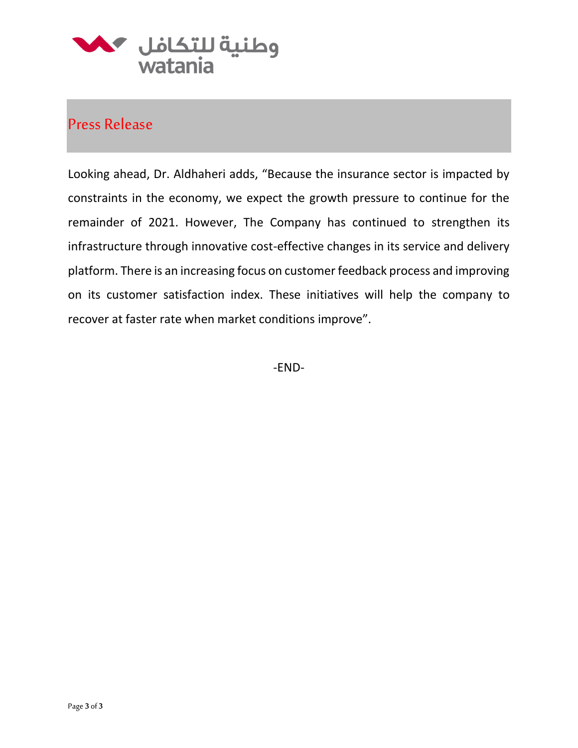## Press Release

Looking ahead, Dr. Aldhaheri adds, "Because the insurance sector is impacted by constraints in the economy, we expect the growth pressure to continue for the remainder of 2021. However, The Company has continued to strengthen its infrastructure through innovative cost-effective changes in its service and delivery platform. There is an increasing focus on customer feedback process and improving on its customer satisfaction index. These initiatives will help the company to recover at faster rate when market conditions improve".

-END-